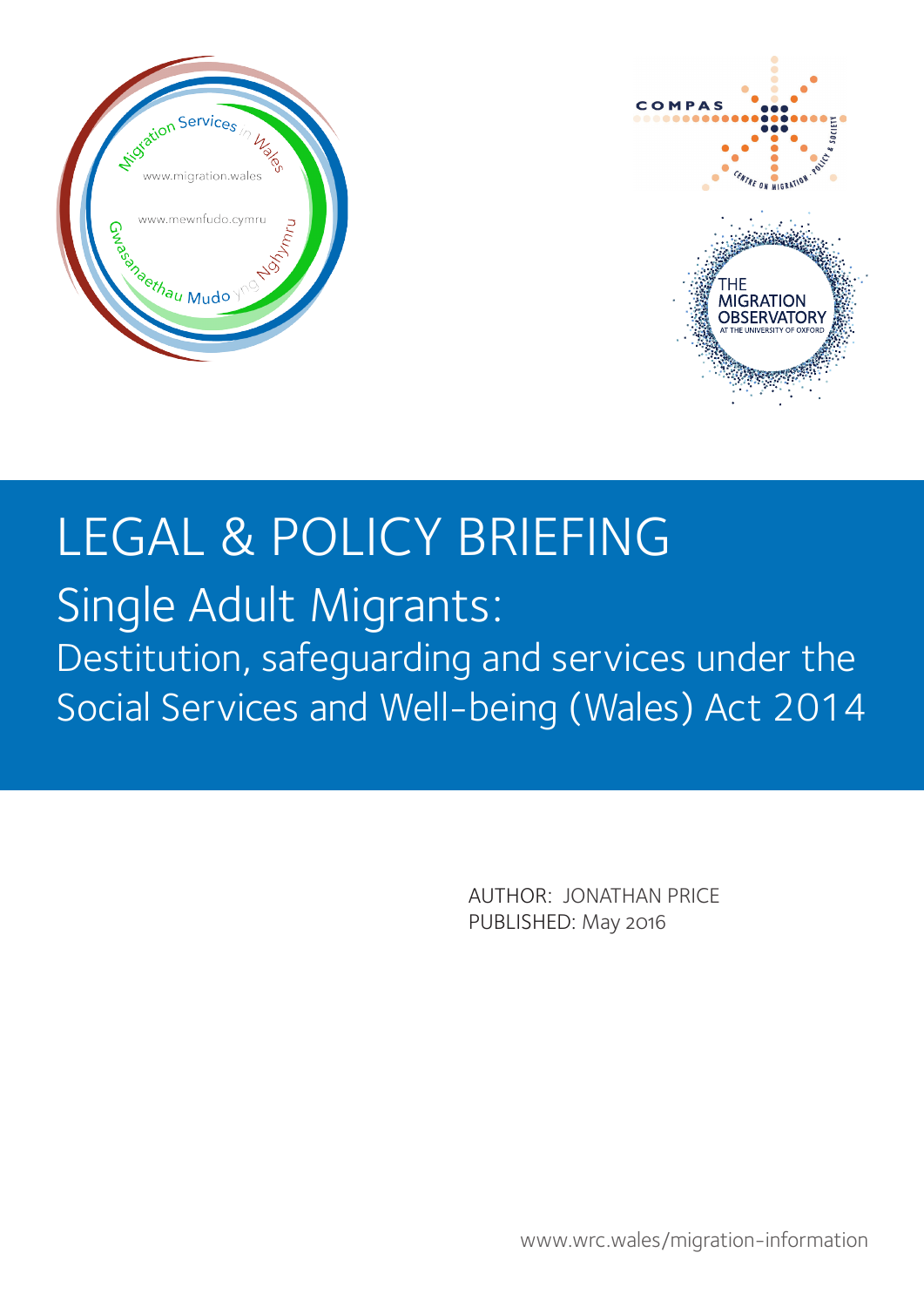# LEGAL & POLICY BRIEFING

## Single Adult Migrants:

### Destitution, safeguarding and services under the Social Services and Well-being (Wales) Act 2014

AUTHOR: JONATHAN PRICE

PUBLISHED: May 2016

www.wrc.wales/migration-information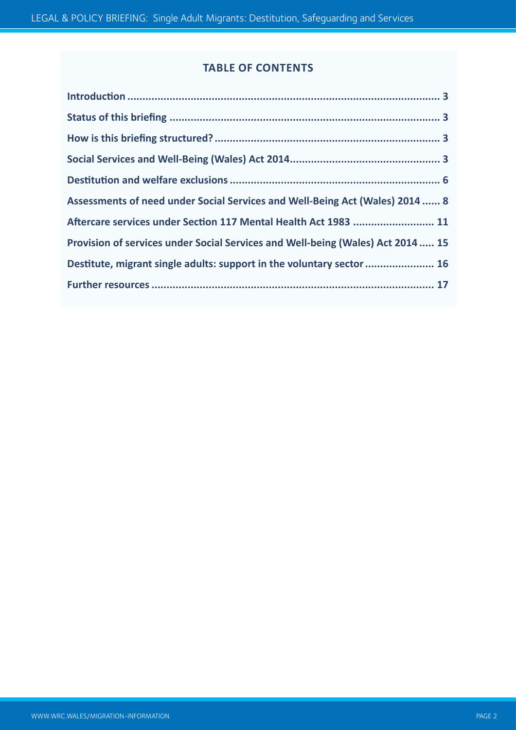## TABLE OF CONTENTS

| | |
|---|---|
| **Introduction** | **3** |
| **Status of this briefing** | **3** |
| **How is this briefing structured?** | **3** |
| **Social Services and Well-Being (Wales) Act 2014** | **3** |
| **Destitution and welfare exclusions** | **6** |
| **Assessments of need under Social Services and Well-Being Act (Wales) 2014** | **8** |
| **Aftercare services under Section 117 Mental Health Act 1983** | **11** |
| **Provision of services under Social Services and Well-being (Wales) Act 2014** | **15** |
| **Destitute, migrant single adults: support in the voluntary sector** | **16** |
| **Further resources** | **17** |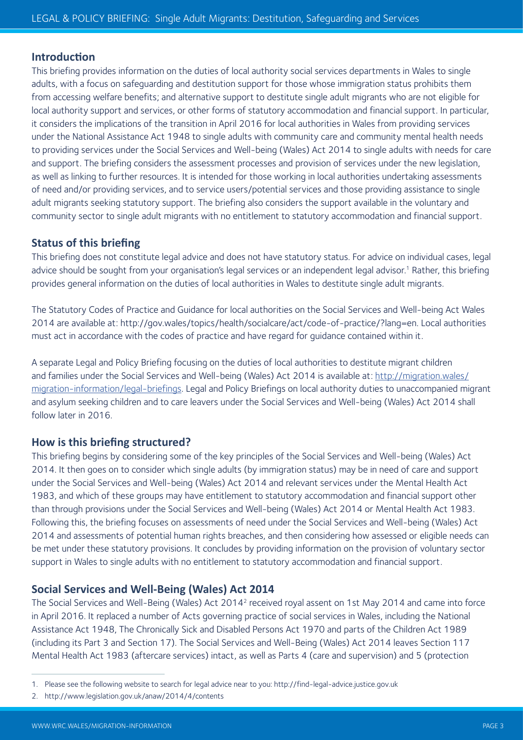## Introduction

This briefing provides information on the duties of local authority social services departments in Wales to single adults, with a focus on safeguarding and destitution support for those whose immigration status prohibits them from accessing welfare benefits; and alternative support to destitute single adult migrants who are not eligible for local authority support and services, or other forms of statutory accommodation and financial support. In particular, it considers the implications of the transition in April 2016 for local authorities in Wales from providing services under the National Assistance Act 1948 to single adults with community care and community mental health needs to providing services under the Social Services and Well-being (Wales) Act 2014 to single adults with needs for care and support. The briefing considers the assessment processes and provision of services under the new legislation, as well as linking to further resources. It is intended for those working in local authorities undertaking assessments of need and/or providing services, and to service users/potential services and those providing assistance to single adult migrants seeking statutory support. The briefing also considers the support available in the voluntary and community sector to single adult migrants with no entitlement to statutory accommodation and financial support.

## Status of this briefing

This briefing does not constitute legal advice and does not have statutory status. For advice on individual cases, legal advice should be sought from your organisation's legal services or an independent legal advisor.[1] Rather, this briefing provides general information on the duties of local authorities in Wales to destitute single adult migrants.

The Statutory Codes of Practice and Guidance for local authorities on the Social Services and Well-being Act Wales 2014 are available at: http://gov.wales/topics/health/socialcare/act/code-of-practice/?lang=en. Local authorities must act in accordance with the codes of practice and have regard for guidance contained within it.

A separate Legal and Policy Briefing focusing on the duties of local authorities to destitute migrant children and families under the Social Services and Well-being (Wales) Act 2014 is available at: http://migration.wales/migration-information/legal-briefings. Legal and Policy Briefings on local authority duties to unaccompanied migrant and asylum seeking children and to care leavers under the Social Services and Well-being (Wales) Act 2014 shall follow later in 2016.

## How is this briefing structured?

This briefing begins by considering some of the key principles of the Social Services and Well-being (Wales) Act 2014. It then goes on to consider which single adults (by immigration status) may be in need of care and support under the Social Services and Well-being (Wales) Act 2014 and relevant services under the Mental Health Act 1983, and which of these groups may have entitlement to statutory accommodation and financial support other than through provisions under the Social Services and Well-being (Wales) Act 2014 or Mental Health Act 1983. Following this, the briefing focuses on assessments of need under the Social Services and Well-being (Wales) Act 2014 and assessments of potential human rights breaches, and then considering how assessed or eligible needs can be met under these statutory provisions. It concludes by providing information on the provision of voluntary sector support in Wales to single adults with no entitlement to statutory accommodation and financial support.

## Social Services and Well-Being (Wales) Act 2014

The Social Services and Well-Being (Wales) Act 2014[2] received royal assent on 1st May 2014 and came into force in April 2016. It replaced a number of Acts governing practice of social services in Wales, including the National Assistance Act 1948, The Chronically Sick and Disabled Persons Act 1970 and parts of the Children Act 1989 (including its Part 3 and Section 17). The Social Services and Well-Being (Wales) Act 2014 leaves Section 117 Mental Health Act 1983 (aftercare services) intact, as well as Parts 4 (care and supervision) and 5 (protection

---

1. Please see the following website to search for legal advice near to you: http://find-legal-advice.justice.gov.uk
2. http://www.legislation.gov.uk/anaw/2014/4/contents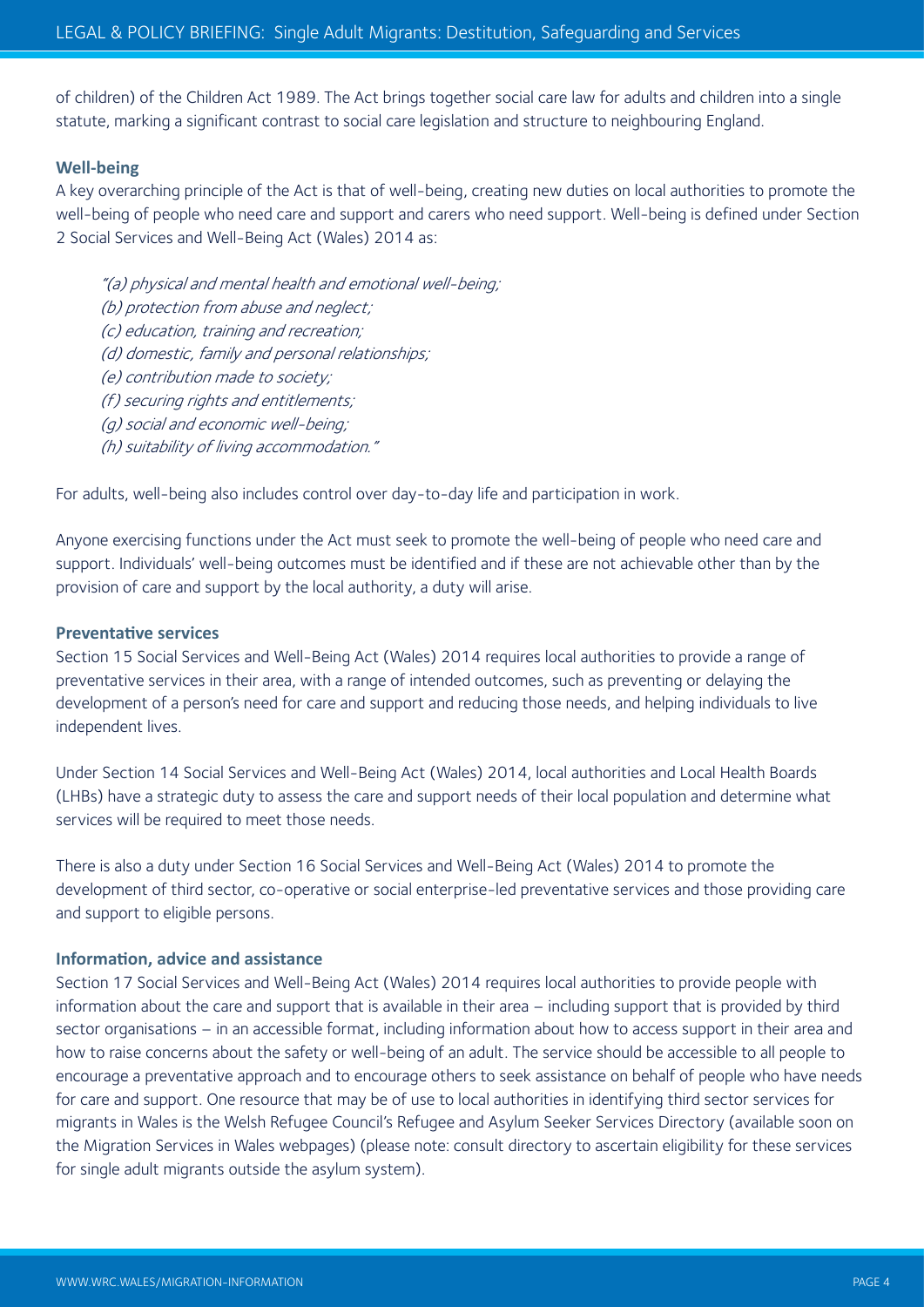of children) of the Children Act 1989. The Act brings together social care law for adults and children into a single statute, marking a significant contrast to social care legislation and structure to neighbouring England.

### Well-being

A key overarching principle of the Act is that of well-being, creating new duties on local authorities to promote the well-being of people who need care and support and carers who need support. Well-being is defined under Section 2 Social Services and Well-Being Act (Wales) 2014 as:

> *"(a) physical and mental health and emotional well-being;*
> *(b) protection from abuse and neglect;*
> *(c) education, training and recreation;*
> *(d) domestic, family and personal relationships;*
> *(e) contribution made to society;*
> *(f) securing rights and entitlements;*
> *(g) social and economic well-being;*
> *(h) suitability of living accommodation."*

For adults, well-being also includes control over day-to-day life and participation in work.

Anyone exercising functions under the Act must seek to promote the well-being of people who need care and support. Individuals' well-being outcomes must be identified and if these are not achievable other than by the provision of care and support by the local authority, a duty will arise.

### Preventative services

Section 15 Social Services and Well-Being Act (Wales) 2014 requires local authorities to provide a range of preventative services in their area, with a range of intended outcomes, such as preventing or delaying the development of a person's need for care and support and reducing those needs, and helping individuals to live independent lives.

Under Section 14 Social Services and Well-Being Act (Wales) 2014, local authorities and Local Health Boards (LHBs) have a strategic duty to assess the care and support needs of their local population and determine what services will be required to meet those needs.

There is also a duty under Section 16 Social Services and Well-Being Act (Wales) 2014 to promote the development of third sector, co-operative or social enterprise-led preventative services and those providing care and support to eligible persons.

### Information, advice and assistance

Section 17 Social Services and Well-Being Act (Wales) 2014 requires local authorities to provide people with information about the care and support that is available in their area – including support that is provided by third sector organisations – in an accessible format, including information about how to access support in their area and how to raise concerns about the safety or well-being of an adult. The service should be accessible to all people to encourage a preventative approach and to encourage others to seek assistance on behalf of people who have needs for care and support. One resource that may be of use to local authorities in identifying third sector services for migrants in Wales is the Welsh Refugee Council's Refugee and Asylum Seeker Services Directory (available soon on the Migration Services in Wales webpages) (please note: consult directory to ascertain eligibility for these services for single adult migrants outside the asylum system).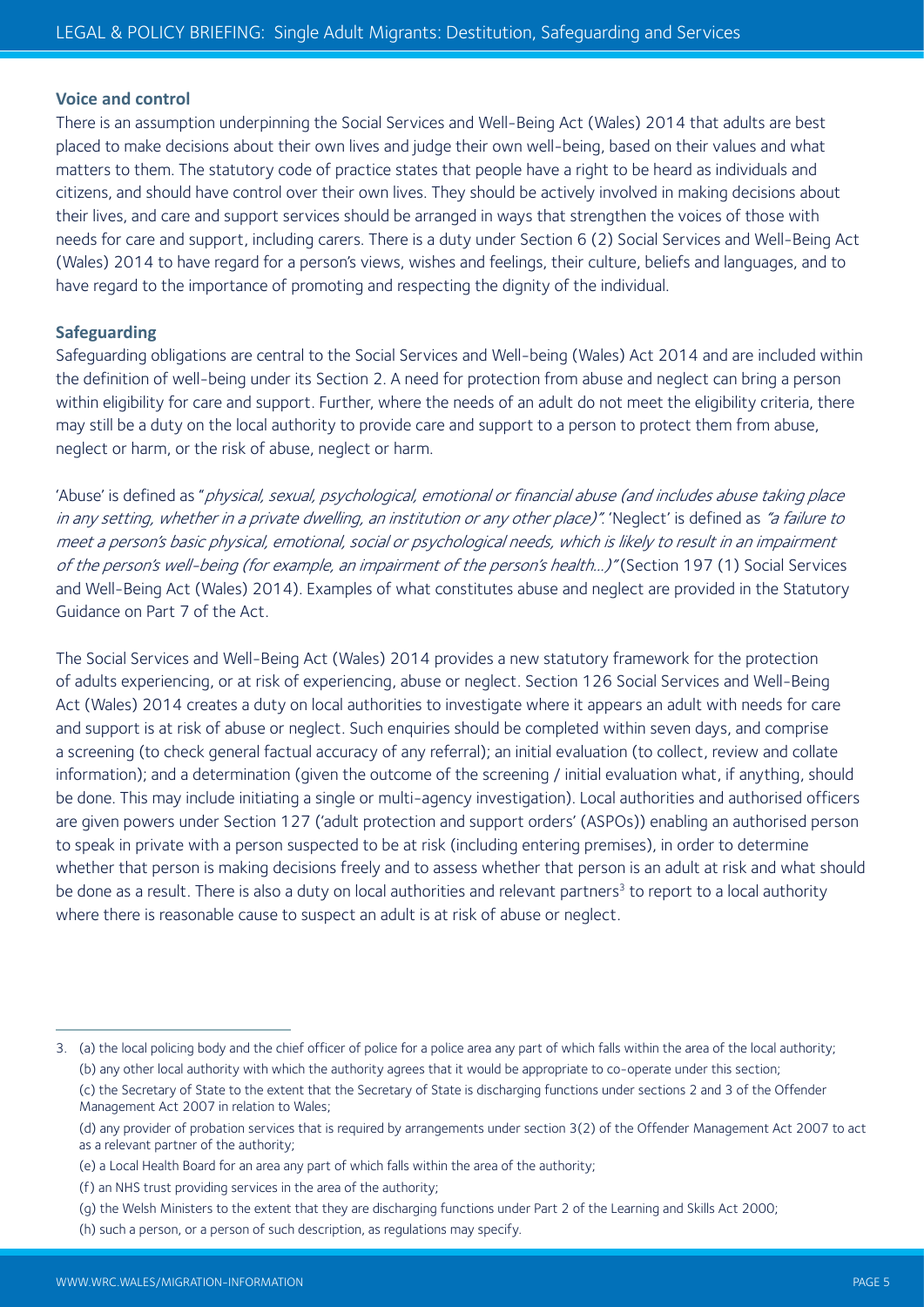### Voice and control

There is an assumption underpinning the Social Services and Well-Being Act (Wales) 2014 that adults are best placed to make decisions about their own lives and judge their own well-being, based on their values and what matters to them. The statutory code of practice states that people have a right to be heard as individuals and citizens, and should have control over their own lives. They should be actively involved in making decisions about their lives, and care and support services should be arranged in ways that strengthen the voices of those with needs for care and support, including carers. There is a duty under Section 6 (2) Social Services and Well-Being Act (Wales) 2014 to have regard for a person's views, wishes and feelings, their culture, beliefs and languages, and to have regard to the importance of promoting and respecting the dignity of the individual.

### Safeguarding

Safeguarding obligations are central to the Social Services and Well-being (Wales) Act 2014 and are included within the definition of well-being under its Section 2. A need for protection from abuse and neglect can bring a person within eligibility for care and support. Further, where the needs of an adult do not meet the eligibility criteria, there may still be a duty on the local authority to provide care and support to a person to protect them from abuse, neglect or harm, or the risk of abuse, neglect or harm.

'Abuse' is defined as "*physical, sexual, psychological, emotional or financial abuse (and includes abuse taking place in any setting, whether in a private dwelling, an institution or any other place)*". 'Neglect' is defined as *"a failure to meet a person's basic physical, emotional, social or psychological needs, which is likely to result in an impairment of the person's well-being (for example, an impairment of the person's health...)"* (Section 197 (1) Social Services and Well-Being Act (Wales) 2014). Examples of what constitutes abuse and neglect are provided in the Statutory Guidance on Part 7 of the Act.

The Social Services and Well-Being Act (Wales) 2014 provides a new statutory framework for the protection of adults experiencing, or at risk of experiencing, abuse or neglect. Section 126 Social Services and Well-Being Act (Wales) 2014 creates a duty on local authorities to investigate where it appears an adult with needs for care and support is at risk of abuse or neglect. Such enquiries should be completed within seven days, and comprise a screening (to check general factual accuracy of any referral); an initial evaluation (to collect, review and collate information); and a determination (given the outcome of the screening / initial evaluation what, if anything, should be done. This may include initiating a single or multi-agency investigation). Local authorities and authorised officers are given powers under Section 127 ('adult protection and support orders' (ASPOs)) enabling an authorised person to speak in private with a person suspected to be at risk (including entering premises), in order to determine whether that person is making decisions freely and to assess whether that person is an adult at risk and what should be done as a result. There is also a duty on local authorities and relevant partners[3] to report to a local authority where there is reasonable cause to suspect an adult is at risk of abuse or neglect.

---

3. (a) the local policing body and the chief officer of police for a police area any part of which falls within the area of the local authority;
   (b) any other local authority with which the authority agrees that it would be appropriate to co-operate under this section;
   (c) the Secretary of State to the extent that the Secretary of State is discharging functions under sections 2 and 3 of the Offender Management Act 2007 in relation to Wales;
   (d) any provider of probation services that is required by arrangements under section 3(2) of the Offender Management Act 2007 to act as a relevant partner of the authority;
   (e) a Local Health Board for an area any part of which falls within the area of the authority;
   (f) an NHS trust providing services in the area of the authority;
   (g) the Welsh Ministers to the extent that they are discharging functions under Part 2 of the Learning and Skills Act 2000;
   (h) such a person, or a person of such description, as regulations may specify.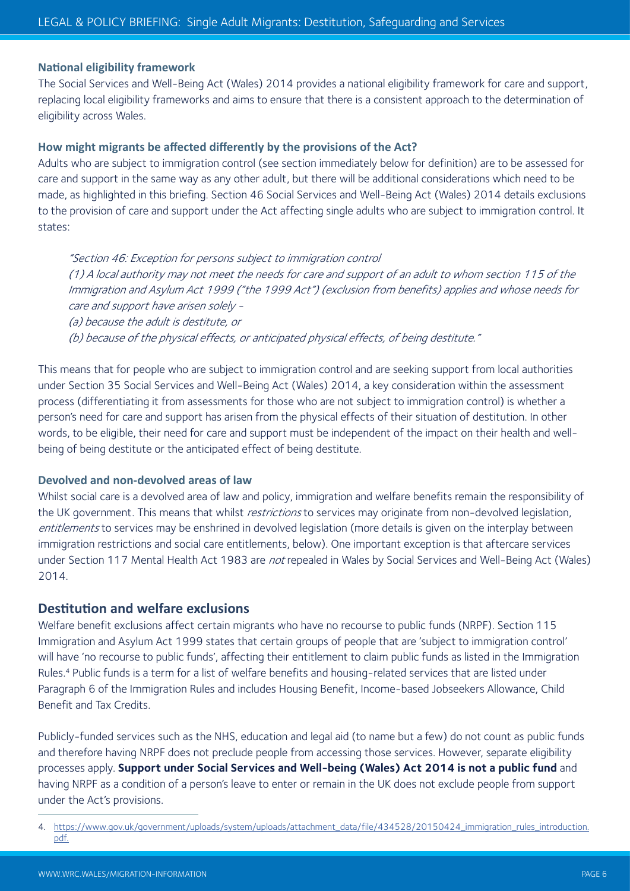### National eligibility framework

The Social Services and Well-Being Act (Wales) 2014 provides a national eligibility framework for care and support, replacing local eligibility frameworks and aims to ensure that there is a consistent approach to the determination of eligibility across Wales.

### How might migrants be affected differently by the provisions of the Act?

Adults who are subject to immigration control (see section immediately below for definition) are to be assessed for care and support in the same way as any other adult, but there will be additional considerations which need to be made, as highlighted in this briefing. Section 46 Social Services and Well-Being Act (Wales) 2014 details exclusions to the provision of care and support under the Act affecting single adults who are subject to immigration control. It states:

> *"Section 46: Exception for persons subject to immigration control*
> *(1) A local authority may not meet the needs for care and support of an adult to whom section 115 of the Immigration and Asylum Act 1999 ("the 1999 Act") (exclusion from benefits) applies and whose needs for care and support have arisen solely -*
> *(a) because the adult is destitute, or*
> *(b) because of the physical effects, or anticipated physical effects, of being destitute."*

This means that for people who are subject to immigration control and are seeking support from local authorities under Section 35 Social Services and Well-Being Act (Wales) 2014, a key consideration within the assessment process (differentiating it from assessments for those who are not subject to immigration control) is whether a person's need for care and support has arisen from the physical effects of their situation of destitution. In other words, to be eligible, their need for care and support must be independent of the impact on their health and well-being of being destitute or the anticipated effect of being destitute.

### Devolved and non-devolved areas of law

Whilst social care is a devolved area of law and policy, immigration and welfare benefits remain the responsibility of the UK government. This means that whilst *restrictions* to services may originate from non-devolved legislation, *entitlements* to services may be enshrined in devolved legislation (more details is given on the interplay between immigration restrictions and social care entitlements, below). One important exception is that aftercare services under Section 117 Mental Health Act 1983 are *not* repealed in Wales by Social Services and Well-Being Act (Wales) 2014.

## Destitution and welfare exclusions

Welfare benefit exclusions affect certain migrants who have no recourse to public funds (NRPF). Section 115 Immigration and Asylum Act 1999 states that certain groups of people that are 'subject to immigration control' will have 'no recourse to public funds', affecting their entitlement to claim public funds as listed in the Immigration Rules.[4] Public funds is a term for a list of welfare benefits and housing-related services that are listed under Paragraph 6 of the Immigration Rules and includes Housing Benefit, Income-based Jobseekers Allowance, Child Benefit and Tax Credits.

Publicly-funded services such as the NHS, education and legal aid (to name but a few) do not count as public funds and therefore having NRPF does not preclude people from accessing those services. However, separate eligibility processes apply. **Support under Social Services and Well-being (Wales) Act 2014 is not a public fund** and having NRPF as a condition of a person's leave to enter or remain in the UK does not exclude people from support under the Act's provisions.

---

4. https://www.gov.uk/government/uploads/system/uploads/attachment_data/file/434528/20150424_immigration_rules_introduction.pdf.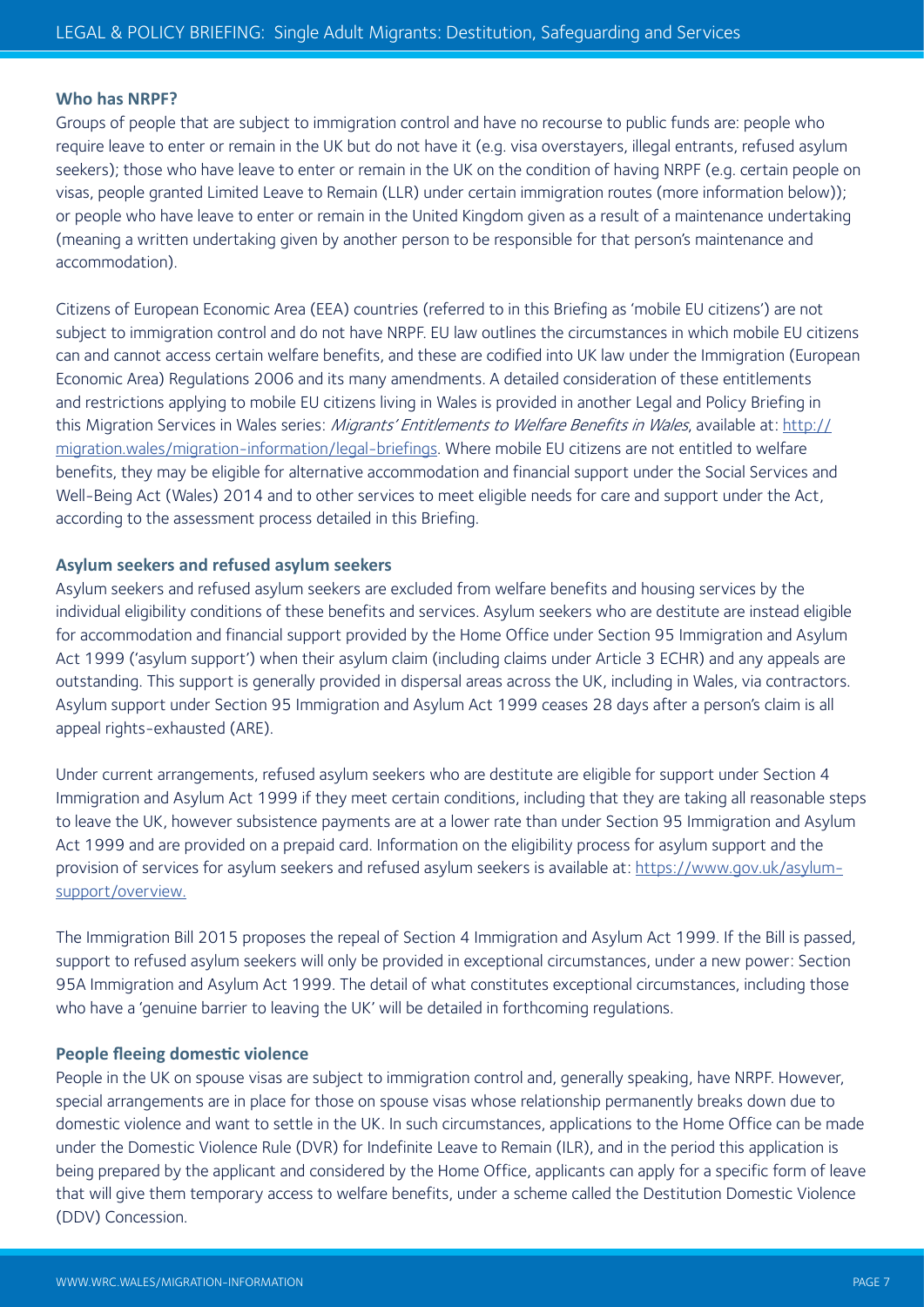### Who has NRPF?

Groups of people that are subject to immigration control and have no recourse to public funds are: people who require leave to enter or remain in the UK but do not have it (e.g. visa overstayers, illegal entrants, refused asylum seekers); those who have leave to enter or remain in the UK on the condition of having NRPF (e.g. certain people on visas, people granted Limited Leave to Remain (LLR) under certain immigration routes (more information below)); or people who have leave to enter or remain in the United Kingdom given as a result of a maintenance undertaking (meaning a written undertaking given by another person to be responsible for that person's maintenance and accommodation).

Citizens of European Economic Area (EEA) countries (referred to in this Briefing as 'mobile EU citizens') are not subject to immigration control and do not have NRPF. EU law outlines the circumstances in which mobile EU citizens can and cannot access certain welfare benefits, and these are codified into UK law under the Immigration (European Economic Area) Regulations 2006 and its many amendments. A detailed consideration of these entitlements and restrictions applying to mobile EU citizens living in Wales is provided in another Legal and Policy Briefing in this Migration Services in Wales series: *Migrants' Entitlements to Welfare Benefits in Wales*, available at: [http://migration.wales/migration-information/legal-briefings](http://migration.wales/migration-information/legal-briefings). Where mobile EU citizens are not entitled to welfare benefits, they may be eligible for alternative accommodation and financial support under the Social Services and Well-Being Act (Wales) 2014 and to other services to meet eligible needs for care and support under the Act, according to the assessment process detailed in this Briefing.

### Asylum seekers and refused asylum seekers

Asylum seekers and refused asylum seekers are excluded from welfare benefits and housing services by the individual eligibility conditions of these benefits and services. Asylum seekers who are destitute are instead eligible for accommodation and financial support provided by the Home Office under Section 95 Immigration and Asylum Act 1999 ('asylum support') when their asylum claim (including claims under Article 3 ECHR) and any appeals are outstanding. This support is generally provided in dispersal areas across the UK, including in Wales, via contractors. Asylum support under Section 95 Immigration and Asylum Act 1999 ceases 28 days after a person's claim is all appeal rights-exhausted (ARE).

Under current arrangements, refused asylum seekers who are destitute are eligible for support under Section 4 Immigration and Asylum Act 1999 if they meet certain conditions, including that they are taking all reasonable steps to leave the UK, however subsistence payments are at a lower rate than under Section 95 Immigration and Asylum Act 1999 and are provided on a prepaid card. Information on the eligibility process for asylum support and the provision of services for asylum seekers and refused asylum seekers is available at: [https://www.gov.uk/asylum-support/overview.](https://www.gov.uk/asylum-support/overview)

The Immigration Bill 2015 proposes the repeal of Section 4 Immigration and Asylum Act 1999. If the Bill is passed, support to refused asylum seekers will only be provided in exceptional circumstances, under a new power: Section 95A Immigration and Asylum Act 1999. The detail of what constitutes exceptional circumstances, including those who have a 'genuine barrier to leaving the UK' will be detailed in forthcoming regulations.

### People fleeing domestic violence

People in the UK on spouse visas are subject to immigration control and, generally speaking, have NRPF. However, special arrangements are in place for those on spouse visas whose relationship permanently breaks down due to domestic violence and want to settle in the UK. In such circumstances, applications to the Home Office can be made under the Domestic Violence Rule (DVR) for Indefinite Leave to Remain (ILR), and in the period this application is being prepared by the applicant and considered by the Home Office, applicants can apply for a specific form of leave that will give them temporary access to welfare benefits, under a scheme called the Destitution Domestic Violence (DDV) Concession.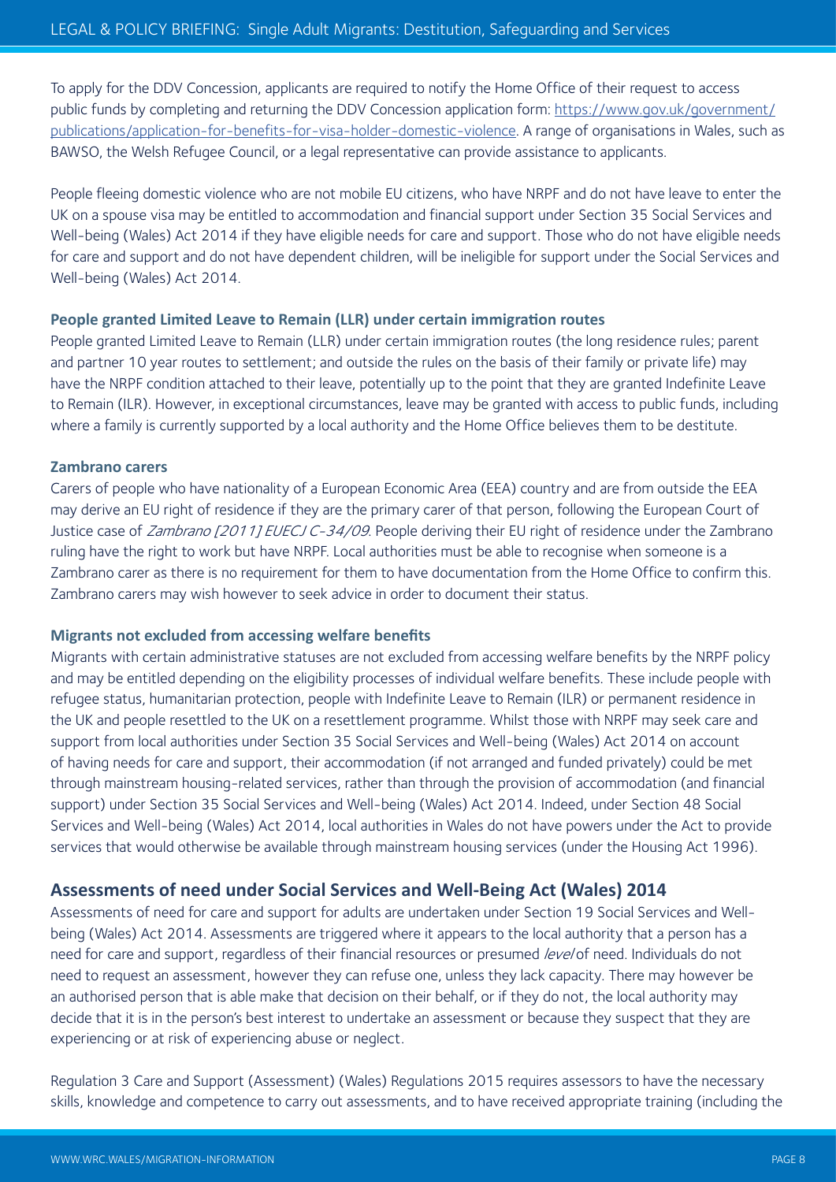To apply for the DDV Concession, applicants are required to notify the Home Office of their request to access public funds by completing and returning the DDV Concession application form: [https://www.gov.uk/government/publications/application-for-benefits-for-visa-holder-domestic-violence](https://www.gov.uk/government/publications/application-for-benefits-for-visa-holder-domestic-violence). A range of organisations in Wales, such as BAWSO, the Welsh Refugee Council, or a legal representative can provide assistance to applicants.

People fleeing domestic violence who are not mobile EU citizens, who have NRPF and do not have leave to enter the UK on a spouse visa may be entitled to accommodation and financial support under Section 35 Social Services and Well-being (Wales) Act 2014 if they have eligible needs for care and support. Those who do not have eligible needs for care and support and do not have dependent children, will be ineligible for support under the Social Services and Well-being (Wales) Act 2014.

#### People granted Limited Leave to Remain (LLR) under certain immigration routes

People granted Limited Leave to Remain (LLR) under certain immigration routes (the long residence rules; parent and partner 10 year routes to settlement; and outside the rules on the basis of their family or private life) may have the NRPF condition attached to their leave, potentially up to the point that they are granted Indefinite Leave to Remain (ILR). However, in exceptional circumstances, leave may be granted with access to public funds, including where a family is currently supported by a local authority and the Home Office believes them to be destitute.

#### Zambrano carers

Carers of people who have nationality of a European Economic Area (EEA) country and are from outside the EEA may derive an EU right of residence if they are the primary carer of that person, following the European Court of Justice case of *Zambrano [2011] EUECJ C-34/09*. People deriving their EU right of residence under the Zambrano ruling have the right to work but have NRPF. Local authorities must be able to recognise when someone is a Zambrano carer as there is no requirement for them to have documentation from the Home Office to confirm this. Zambrano carers may wish however to seek advice in order to document their status.

#### Migrants not excluded from accessing welfare benefits

Migrants with certain administrative statuses are not excluded from accessing welfare benefits by the NRPF policy and may be entitled depending on the eligibility processes of individual welfare benefits. These include people with refugee status, humanitarian protection, people with Indefinite Leave to Remain (ILR) or permanent residence in the UK and people resettled to the UK on a resettlement programme. Whilst those with NRPF may seek care and support from local authorities under Section 35 Social Services and Well-being (Wales) Act 2014 on account of having needs for care and support, their accommodation (if not arranged and funded privately) could be met through mainstream housing-related services, rather than through the provision of accommodation (and financial support) under Section 35 Social Services and Well-being (Wales) Act 2014. Indeed, under Section 48 Social Services and Well-being (Wales) Act 2014, local authorities in Wales do not have powers under the Act to provide services that would otherwise be available through mainstream housing services (under the Housing Act 1996).

## Assessments of need under Social Services and Well-Being Act (Wales) 2014

Assessments of need for care and support for adults are undertaken under Section 19 Social Services and Well-being (Wales) Act 2014. Assessments are triggered where it appears to the local authority that a person has a need for care and support, regardless of their financial resources or presumed *level* of need. Individuals do not need to request an assessment, however they can refuse one, unless they lack capacity. There may however be an authorised person that is able make that decision on their behalf, or if they do not, the local authority may decide that it is in the person's best interest to undertake an assessment or because they suspect that they are experiencing or at risk of experiencing abuse or neglect.

Regulation 3 Care and Support (Assessment) (Wales) Regulations 2015 requires assessors to have the necessary skills, knowledge and competence to carry out assessments, and to have received appropriate training (including the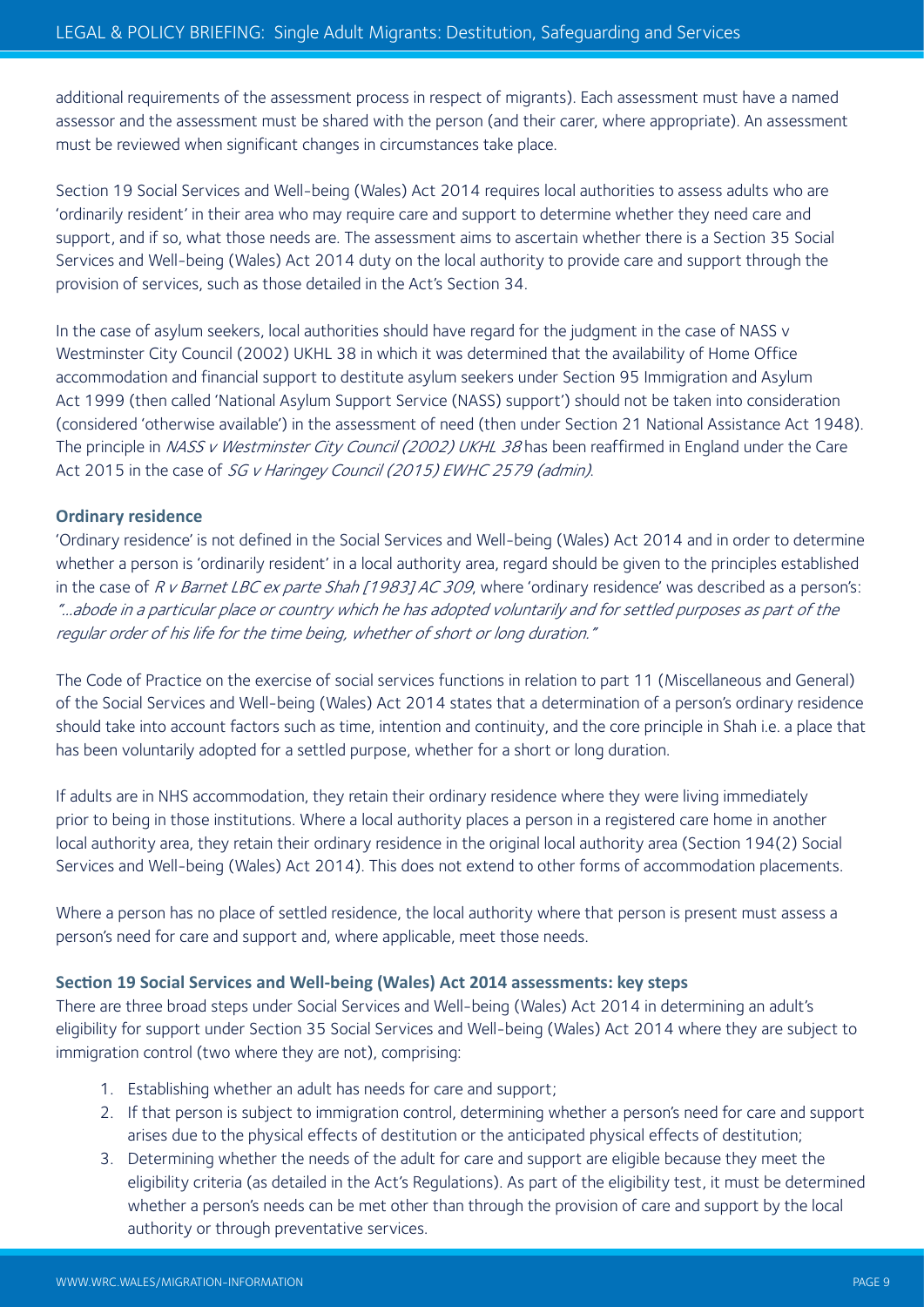additional requirements of the assessment process in respect of migrants). Each assessment must have a named assessor and the assessment must be shared with the person (and their carer, where appropriate). An assessment must be reviewed when significant changes in circumstances take place.

Section 19 Social Services and Well-being (Wales) Act 2014 requires local authorities to assess adults who are 'ordinarily resident' in their area who may require care and support to determine whether they need care and support, and if so, what those needs are. The assessment aims to ascertain whether there is a Section 35 Social Services and Well-being (Wales) Act 2014 duty on the local authority to provide care and support through the provision of services, such as those detailed in the Act's Section 34.

In the case of asylum seekers, local authorities should have regard for the judgment in the case of NASS v Westminster City Council (2002) UKHL 38 in which it was determined that the availability of Home Office accommodation and financial support to destitute asylum seekers under Section 95 Immigration and Asylum Act 1999 (then called 'National Asylum Support Service (NASS) support') should not be taken into consideration (considered 'otherwise available') in the assessment of need (then under Section 21 National Assistance Act 1948). The principle in *NASS v Westminster City Council (2002) UKHL 38* has been reaffirmed in England under the Care Act 2015 in the case of *SG v Haringey Council (2015) EWHC 2579 (admin)*.

### Ordinary residence

'Ordinary residence' is not defined in the Social Services and Well-being (Wales) Act 2014 and in order to determine whether a person is 'ordinarily resident' in a local authority area, regard should be given to the principles established in the case of *R v Barnet LBC ex parte Shah [1983] AC 309*, where 'ordinary residence' was described as a person's: *"...abode in a particular place or country which he has adopted voluntarily and for settled purposes as part of the regular order of his life for the time being, whether of short or long duration."*

The Code of Practice on the exercise of social services functions in relation to part 11 (Miscellaneous and General) of the Social Services and Well-being (Wales) Act 2014 states that a determination of a person's ordinary residence should take into account factors such as time, intention and continuity, and the core principle in Shah i.e. a place that has been voluntarily adopted for a settled purpose, whether for a short or long duration.

If adults are in NHS accommodation, they retain their ordinary residence where they were living immediately prior to being in those institutions. Where a local authority places a person in a registered care home in another local authority area, they retain their ordinary residence in the original local authority area (Section 194(2) Social Services and Well-being (Wales) Act 2014). This does not extend to other forms of accommodation placements.

Where a person has no place of settled residence, the local authority where that person is present must assess a person's need for care and support and, where applicable, meet those needs.

### Section 19 Social Services and Well-being (Wales) Act 2014 assessments: key steps

There are three broad steps under Social Services and Well-being (Wales) Act 2014 in determining an adult's eligibility for support under Section 35 Social Services and Well-being (Wales) Act 2014 where they are subject to immigration control (two where they are not), comprising:

1. Establishing whether an adult has needs for care and support;
2. If that person is subject to immigration control, determining whether a person's need for care and support arises due to the physical effects of destitution or the anticipated physical effects of destitution;
3. Determining whether the needs of the adult for care and support are eligible because they meet the eligibility criteria (as detailed in the Act's Regulations). As part of the eligibility test, it must be determined whether a person's needs can be met other than through the provision of care and support by the local authority or through preventative services.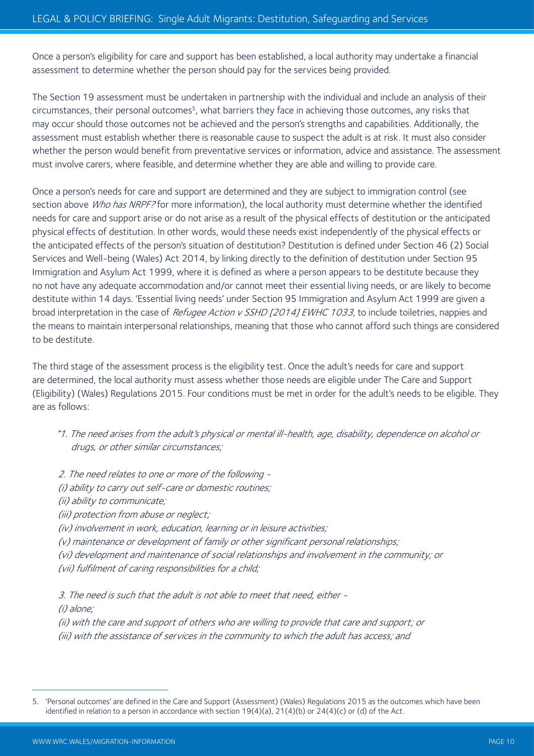Once a person's eligibility for care and support has been established, a local authority may undertake a financial assessment to determine whether the person should pay for the services being provided.

The Section 19 assessment must be undertaken in partnership with the individual and include an analysis of their circumstances, their personal outcomes[5], what barriers they face in achieving those outcomes, any risks that may occur should those outcomes not be achieved and the person's strengths and capabilities. Additionally, the assessment must establish whether there is reasonable cause to suspect the adult is at risk. It must also consider whether the person would benefit from preventative services or information, advice and assistance. The assessment must involve carers, where feasible, and determine whether they are able and willing to provide care.

Once a person's needs for care and support are determined and they are subject to immigration control (see section above *Who has NRPF?* for more information), the local authority must determine whether the identified needs for care and support arise or do not arise as a result of the physical effects of destitution or the anticipated physical effects of destitution. In other words, would these needs exist independently of the physical effects or the anticipated effects of the person's situation of destitution? Destitution is defined under Section 46 (2) Social Services and Well-being (Wales) Act 2014, by linking directly to the definition of destitution under Section 95 Immigration and Asylum Act 1999, where it is defined as where a person appears to be destitute because they no not have any adequate accommodation and/or cannot meet their essential living needs, or are likely to become destitute within 14 days. 'Essential living needs' under Section 95 Immigration and Asylum Act 1999 are given a broad interpretation in the case of *Refugee Action v SSHD [2014] EWHC 1033*, to include toiletries, nappies and the means to maintain interpersonal relationships, meaning that those who cannot afford such things are considered to be destitute.

The third stage of the assessment process is the eligibility test. Once the adult's needs for care and support are determined, the local authority must assess whether those needs are eligible under The Care and Support (Eligibility) (Wales) Regulations 2015. Four conditions must be met in order for the adult's needs to be eligible. They are as follows:

*"1. The need arises from the adult's physical or mental ill-health, age, disability, dependence on alcohol or drugs, or other similar circumstances;*

*2. The need relates to one or more of the following -*
*(i) ability to carry out self-care or domestic routines;*
*(ii) ability to communicate;*
*(iii) protection from abuse or neglect;*
*(iv) involvement in work, education, learning or in leisure activities;*
*(v) maintenance or development of family or other significant personal relationships;*
*(vi) development and maintenance of social relationships and involvement in the community; or*
*(vii) fulfilment of caring responsibilities for a child;*

*3. The need is such that the adult is not able to meet that need, either -*
*(i) alone;*
*(ii) with the care and support of others who are willing to provide that care and support; or*
*(iii) with the assistance of services in the community to which the adult has access; and*

---

5. 'Personal outcomes' are defined in the Care and Support (Assessment) (Wales) Regulations 2015 as the outcomes which have been identified in relation to a person in accordance with section 19(4)(a), 21(4)(b) or 24(4)(c) or (d) of the Act.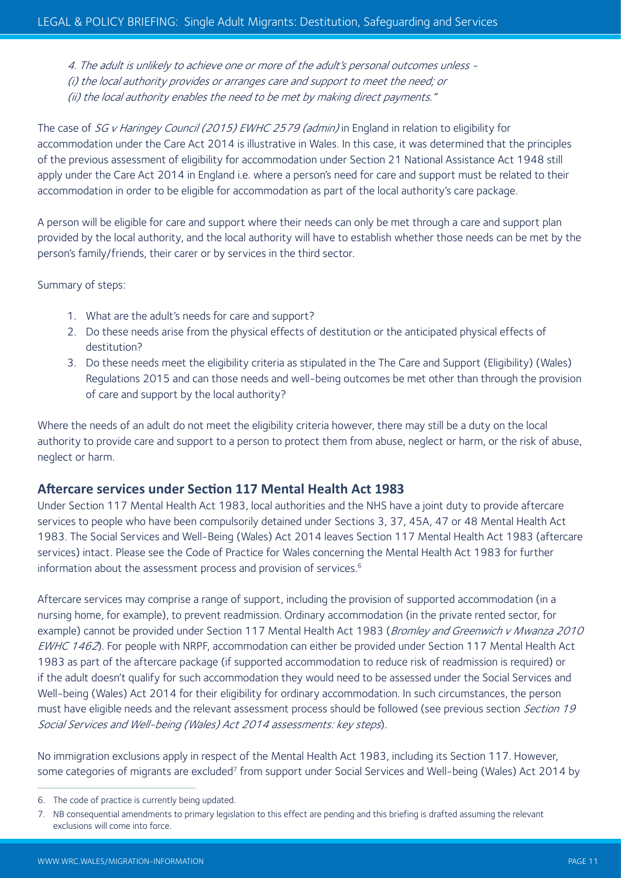*4. The adult is unlikely to achieve one or more of the adult's personal outcomes unless -*
*(i) the local authority provides or arranges care and support to meet the need; or*
*(ii) the local authority enables the need to be met by making direct payments."*

The case of *SG v Haringey Council (2015) EWHC 2579 (admin)* in England in relation to eligibility for accommodation under the Care Act 2014 is illustrative in Wales. In this case, it was determined that the principles of the previous assessment of eligibility for accommodation under Section 21 National Assistance Act 1948 still apply under the Care Act 2014 in England i.e. where a person's need for care and support must be related to their accommodation in order to be eligible for accommodation as part of the local authority's care package.

A person will be eligible for care and support where their needs can only be met through a care and support plan provided by the local authority, and the local authority will have to establish whether those needs can be met by the person's family/friends, their carer or by services in the third sector.

Summary of steps:

1. What are the adult's needs for care and support?
2. Do these needs arise from the physical effects of destitution or the anticipated physical effects of destitution?
3. Do these needs meet the eligibility criteria as stipulated in the The Care and Support (Eligibility) (Wales) Regulations 2015 and can those needs and well-being outcomes be met other than through the provision of care and support by the local authority?

Where the needs of an adult do not meet the eligibility criteria however, there may still be a duty on the local authority to provide care and support to a person to protect them from abuse, neglect or harm, or the risk of abuse, neglect or harm.

## Aftercare services under Section 117 Mental Health Act 1983

Under Section 117 Mental Health Act 1983, local authorities and the NHS have a joint duty to provide aftercare services to people who have been compulsorily detained under Sections 3, 37, 45A, 47 or 48 Mental Health Act 1983. The Social Services and Well-Being (Wales) Act 2014 leaves Section 117 Mental Health Act 1983 (aftercare services) intact. Please see the Code of Practice for Wales concerning the Mental Health Act 1983 for further information about the assessment process and provision of services.[6]

Aftercare services may comprise a range of support, including the provision of supported accommodation (in a nursing home, for example), to prevent readmission. Ordinary accommodation (in the private rented sector, for example) cannot be provided under Section 117 Mental Health Act 1983 (*Bromley and Greenwich v Mwanza 2010 EWHC 1462*). For people with NRPF, accommodation can either be provided under Section 117 Mental Health Act 1983 as part of the aftercare package (if supported accommodation to reduce risk of readmission is required) or if the adult doesn't qualify for such accommodation they would need to be assessed under the Social Services and Well-being (Wales) Act 2014 for their eligibility for ordinary accommodation. In such circumstances, the person must have eligible needs and the relevant assessment process should be followed (see previous section *Section 19 Social Services and Well-being (Wales) Act 2014 assessments: key steps*).

No immigration exclusions apply in respect of the Mental Health Act 1983, including its Section 117. However, some categories of migrants are excluded[7] from support under Social Services and Well-being (Wales) Act 2014 by

6. The code of practice is currently being updated.
7. NB consequential amendments to primary legislation to this effect are pending and this briefing is drafted assuming the relevant exclusions will come into force.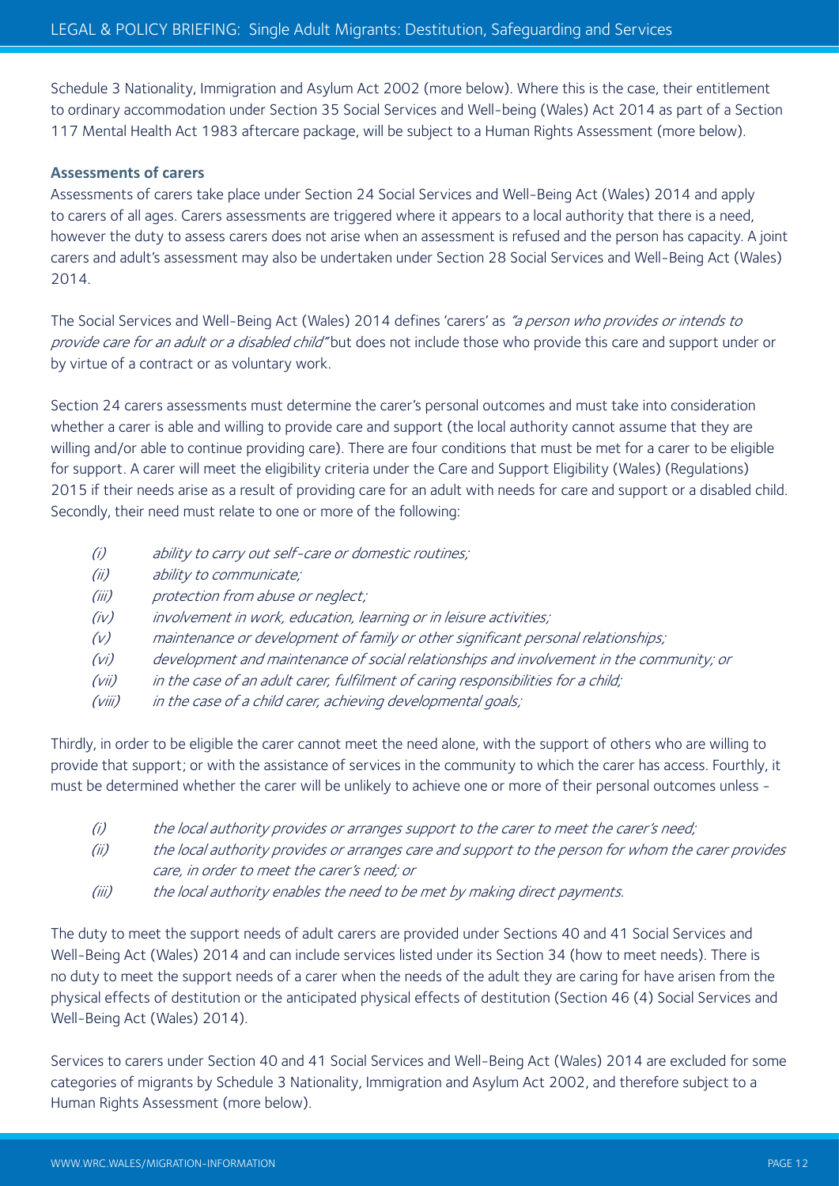Schedule 3 Nationality, Immigration and Asylum Act 2002 (more below). Where this is the case, their entitlement to ordinary accommodation under Section 35 Social Services and Well-being (Wales) Act 2014 as part of a Section 117 Mental Health Act 1983 aftercare package, will be subject to a Human Rights Assessment (more below).

**Assessments of carers**

Assessments of carers take place under Section 24 Social Services and Well-Being Act (Wales) 2014 and apply to carers of all ages. Carers assessments are triggered where it appears to a local authority that there is a need, however the duty to assess carers does not arise when an assessment is refused and the person has capacity. A joint carers and adult's assessment may also be undertaken under Section 28 Social Services and Well-Being Act (Wales) 2014.

The Social Services and Well-Being Act (Wales) 2014 defines 'carers' as *"a person who provides or intends to provide care for an adult or a disabled child"* but does not include those who provide this care and support under or by virtue of a contract or as voluntary work.

Section 24 carers assessments must determine the carer's personal outcomes and must take into consideration whether a carer is able and willing to provide care and support (the local authority cannot assume that they are willing and/or able to continue providing care). There are four conditions that must be met for a carer to be eligible for support. A carer will meet the eligibility criteria under the Care and Support Eligibility (Wales) (Regulations) 2015 if their needs arise as a result of providing care for an adult with needs for care and support or a disabled child. Secondly, their need must relate to one or more of the following:

- *(i) ability to carry out self-care or domestic routines;*
- *(ii) ability to communicate;*
- *(iii) protection from abuse or neglect;*
- *(iv) involvement in work, education, learning or in leisure activities;*
- *(v) maintenance or development of family or other significant personal relationships;*
- *(vi) development and maintenance of social relationships and involvement in the community; or*
- *(vii) in the case of an adult carer, fulfilment of caring responsibilities for a child;*
- *(viii) in the case of a child carer, achieving developmental goals;*

Thirdly, in order to be eligible the carer cannot meet the need alone, with the support of others who are willing to provide that support; or with the assistance of services in the community to which the carer has access. Fourthly, it must be determined whether the carer will be unlikely to achieve one or more of their personal outcomes unless -

- *(i) the local authority provides or arranges support to the carer to meet the carer's need;*
- *(ii) the local authority provides or arranges care and support to the person for whom the carer provides care, in order to meet the carer's need; or*
- *(iii) the local authority enables the need to be met by making direct payments.*

The duty to meet the support needs of adult carers are provided under Sections 40 and 41 Social Services and Well-Being Act (Wales) 2014 and can include services listed under its Section 34 (how to meet needs). There is no duty to meet the support needs of a carer when the needs of the adult they are caring for have arisen from the physical effects of destitution or the anticipated physical effects of destitution (Section 46 (4) Social Services and Well-Being Act (Wales) 2014).

Services to carers under Section 40 and 41 Social Services and Well-Being Act (Wales) 2014 are excluded for some categories of migrants by Schedule 3 Nationality, Immigration and Asylum Act 2002, and therefore subject to a Human Rights Assessment (more below).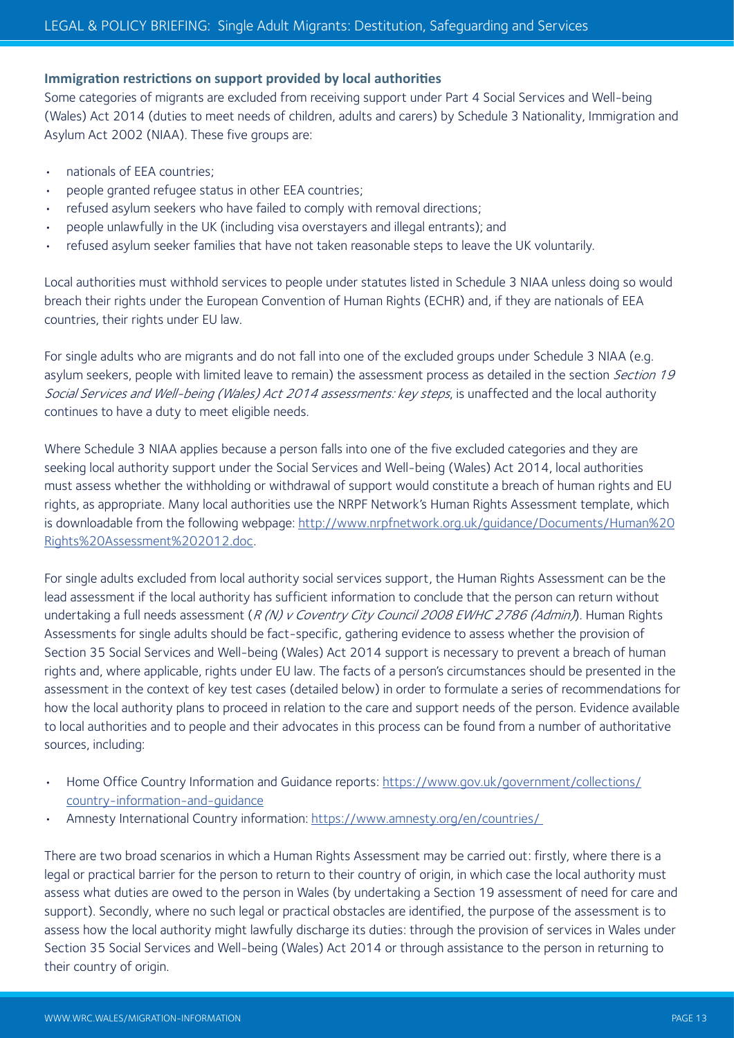**Immigration restrictions on support provided by local authorities**

Some categories of migrants are excluded from receiving support under Part 4 Social Services and Well-being (Wales) Act 2014 (duties to meet needs of children, adults and carers) by Schedule 3 Nationality, Immigration and Asylum Act 2002 (NIAA). These five groups are:

- nationals of EEA countries;
- people granted refugee status in other EEA countries;
- refused asylum seekers who have failed to comply with removal directions;
- people unlawfully in the UK (including visa overstayers and illegal entrants); and
- refused asylum seeker families that have not taken reasonable steps to leave the UK voluntarily.

Local authorities must withhold services to people under statutes listed in Schedule 3 NIAA unless doing so would breach their rights under the European Convention of Human Rights (ECHR) and, if they are nationals of EEA countries, their rights under EU law.

For single adults who are migrants and do not fall into one of the excluded groups under Schedule 3 NIAA (e.g. asylum seekers, people with limited leave to remain) the assessment process as detailed in the section *Section 19 Social Services and Well-being (Wales) Act 2014 assessments: key steps*, is unaffected and the local authority continues to have a duty to meet eligible needs.

Where Schedule 3 NIAA applies because a person falls into one of the five excluded categories and they are seeking local authority support under the Social Services and Well-being (Wales) Act 2014, local authorities must assess whether the withholding or withdrawal of support would constitute a breach of human rights and EU rights, as appropriate. Many local authorities use the NRPF Network's Human Rights Assessment template, which is downloadable from the following webpage: [http://www.nrpfnetwork.org.uk/guidance/Documents/Human%20Rights%20Assessment%202012.doc](http://www.nrpfnetwork.org.uk/guidance/Documents/Human%20Rights%20Assessment%202012.doc).

For single adults excluded from local authority social services support, the Human Rights Assessment can be the lead assessment if the local authority has sufficient information to conclude that the person can return without undertaking a full needs assessment (*R (N) v Coventry City Council 2008 EWHC 2786 (Admin)*). Human Rights Assessments for single adults should be fact-specific, gathering evidence to assess whether the provision of Section 35 Social Services and Well-being (Wales) Act 2014 support is necessary to prevent a breach of human rights and, where applicable, rights under EU law. The facts of a person's circumstances should be presented in the assessment in the context of key test cases (detailed below) in order to formulate a series of recommendations for how the local authority plans to proceed in relation to the care and support needs of the person. Evidence available to local authorities and to people and their advocates in this process can be found from a number of authoritative sources, including:

- Home Office Country Information and Guidance reports: [https://www.gov.uk/government/collections/country-information-and-guidance](https://www.gov.uk/government/collections/country-information-and-guidance)
- Amnesty International Country information: [https://www.amnesty.org/en/countries/](https://www.amnesty.org/en/countries/)

There are two broad scenarios in which a Human Rights Assessment may be carried out: firstly, where there is a legal or practical barrier for the person to return to their country of origin, in which case the local authority must assess what duties are owed to the person in Wales (by undertaking a Section 19 assessment of need for care and support). Secondly, where no such legal or practical obstacles are identified, the purpose of the assessment is to assess how the local authority might lawfully discharge its duties: through the provision of services in Wales under Section 35 Social Services and Well-being (Wales) Act 2014 or through assistance to the person in returning to their country of origin.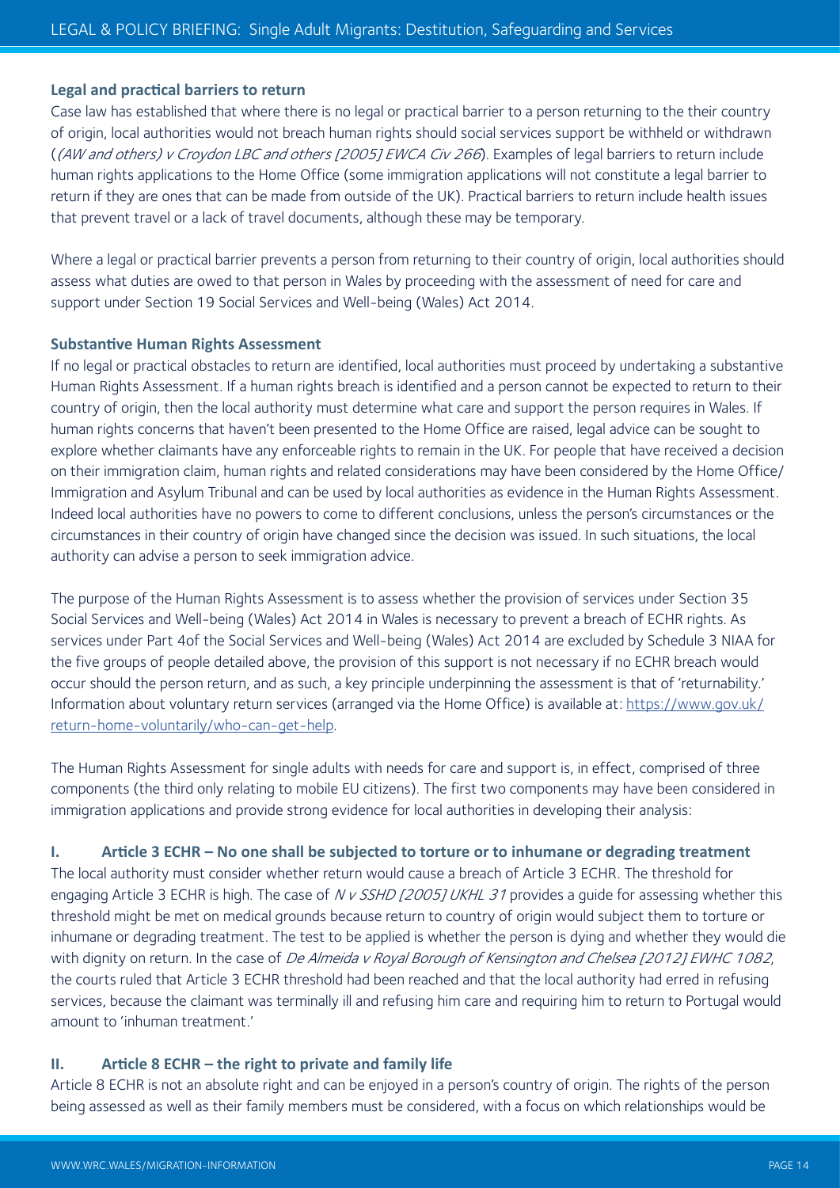### Legal and practical barriers to return

Case law has established that where there is no legal or practical barrier to a person returning to the their country of origin, local authorities would not breach human rights should social services support be withheld or withdrawn (*(AW and others) v Croydon LBC and others [2005] EWCA Civ 266*). Examples of legal barriers to return include human rights applications to the Home Office (some immigration applications will not constitute a legal barrier to return if they are ones that can be made from outside of the UK). Practical barriers to return include health issues that prevent travel or a lack of travel documents, although these may be temporary.

Where a legal or practical barrier prevents a person from returning to their country of origin, local authorities should assess what duties are owed to that person in Wales by proceeding with the assessment of need for care and support under Section 19 Social Services and Well-being (Wales) Act 2014.

### Substantive Human Rights Assessment

If no legal or practical obstacles to return are identified, local authorities must proceed by undertaking a substantive Human Rights Assessment. If a human rights breach is identified and a person cannot be expected to return to their country of origin, then the local authority must determine what care and support the person requires in Wales. If human rights concerns that haven't been presented to the Home Office are raised, legal advice can be sought to explore whether claimants have any enforceable rights to remain in the UK. For people that have received a decision on their immigration claim, human rights and related considerations may have been considered by the Home Office/ Immigration and Asylum Tribunal and can be used by local authorities as evidence in the Human Rights Assessment. Indeed local authorities have no powers to come to different conclusions, unless the person's circumstances or the circumstances in their country of origin have changed since the decision was issued. In such situations, the local authority can advise a person to seek immigration advice.

The purpose of the Human Rights Assessment is to assess whether the provision of services under Section 35 Social Services and Well-being (Wales) Act 2014 in Wales is necessary to prevent a breach of ECHR rights. As services under Part 4of the Social Services and Well-being (Wales) Act 2014 are excluded by Schedule 3 NIAA for the five groups of people detailed above, the provision of this support is not necessary if no ECHR breach would occur should the person return, and as such, a key principle underpinning the assessment is that of 'returnability.' Information about voluntary return services (arranged via the Home Office) is available at: https://www.gov.uk/return-home-voluntarily/who-can-get-help.

The Human Rights Assessment for single adults with needs for care and support is, in effect, comprised of three components (the third only relating to mobile EU citizens). The first two components may have been considered in immigration applications and provide strong evidence for local authorities in developing their analysis:

#### I. Article 3 ECHR – No one shall be subjected to torture or to inhumane or degrading treatment

The local authority must consider whether return would cause a breach of Article 3 ECHR. The threshold for engaging Article 3 ECHR is high. The case of *N v SSHD [2005] UKHL 31* provides a guide for assessing whether this threshold might be met on medical grounds because return to country of origin would subject them to torture or inhumane or degrading treatment. The test to be applied is whether the person is dying and whether they would die with dignity on return. In the case of *De Almeida v Royal Borough of Kensington and Chelsea [2012] EWHC 1082*, the courts ruled that Article 3 ECHR threshold had been reached and that the local authority had erred in refusing services, because the claimant was terminally ill and refusing him care and requiring him to return to Portugal would amount to 'inhuman treatment.'

#### II. Article 8 ECHR – the right to private and family life

Article 8 ECHR is not an absolute right and can be enjoyed in a person's country of origin. The rights of the person being assessed as well as their family members must be considered, with a focus on which relationships would be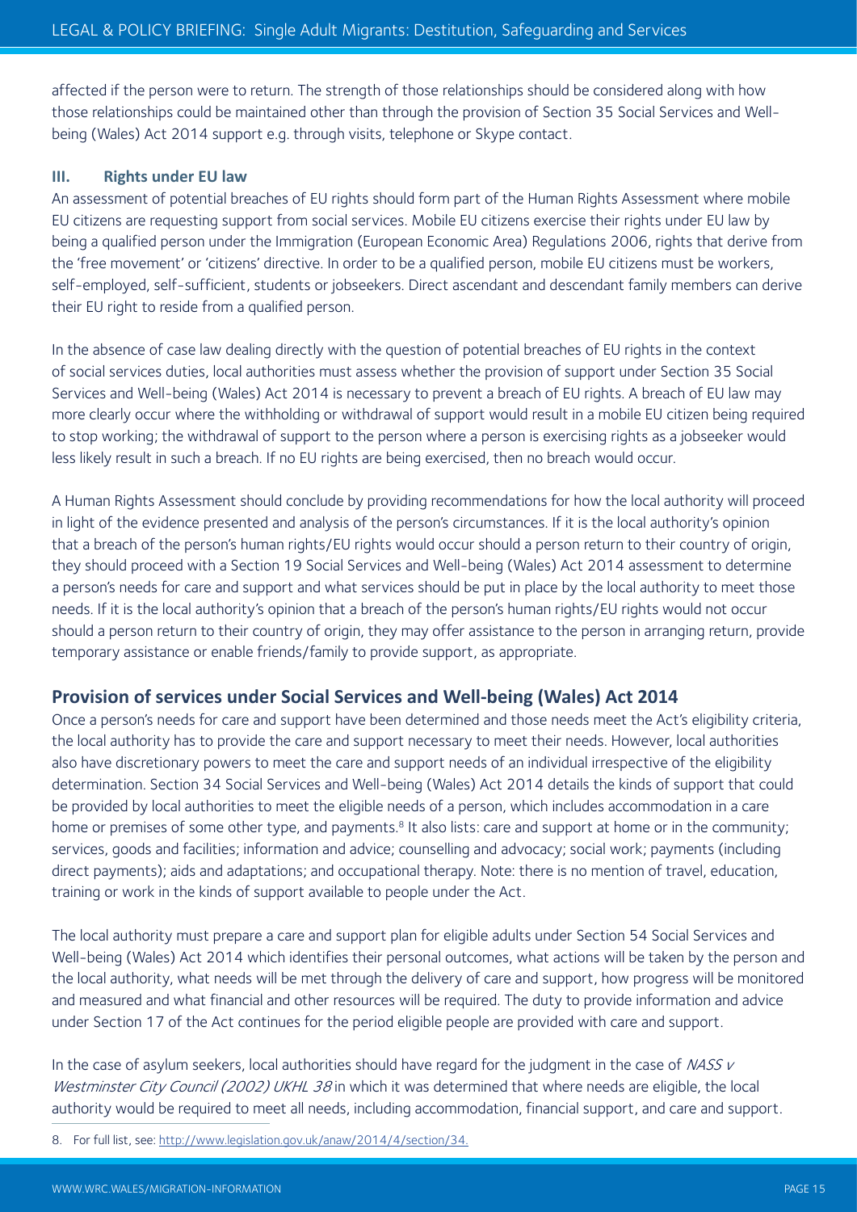affected if the person were to return. The strength of those relationships should be considered along with how those relationships could be maintained other than through the provision of Section 35 Social Services and Well-being (Wales) Act 2014 support e.g. through visits, telephone or Skype contact.

### III. Rights under EU law

An assessment of potential breaches of EU rights should form part of the Human Rights Assessment where mobile EU citizens are requesting support from social services. Mobile EU citizens exercise their rights under EU law by being a qualified person under the Immigration (European Economic Area) Regulations 2006, rights that derive from the 'free movement' or 'citizens' directive. In order to be a qualified person, mobile EU citizens must be workers, self-employed, self-sufficient, students or jobseekers. Direct ascendant and descendant family members can derive their EU right to reside from a qualified person.

In the absence of case law dealing directly with the question of potential breaches of EU rights in the context of social services duties, local authorities must assess whether the provision of support under Section 35 Social Services and Well-being (Wales) Act 2014 is necessary to prevent a breach of EU rights. A breach of EU law may more clearly occur where the withholding or withdrawal of support would result in a mobile EU citizen being required to stop working; the withdrawal of support to the person where a person is exercising rights as a jobseeker would less likely result in such a breach. If no EU rights are being exercised, then no breach would occur.

A Human Rights Assessment should conclude by providing recommendations for how the local authority will proceed in light of the evidence presented and analysis of the person's circumstances. If it is the local authority's opinion that a breach of the person's human rights/EU rights would occur should a person return to their country of origin, they should proceed with a Section 19 Social Services and Well-being (Wales) Act 2014 assessment to determine a person's needs for care and support and what services should be put in place by the local authority to meet those needs. If it is the local authority's opinion that a breach of the person's human rights/EU rights would not occur should a person return to their country of origin, they may offer assistance to the person in arranging return, provide temporary assistance or enable friends/family to provide support, as appropriate.

## Provision of services under Social Services and Well-being (Wales) Act 2014

Once a person's needs for care and support have been determined and those needs meet the Act's eligibility criteria, the local authority has to provide the care and support necessary to meet their needs. However, local authorities also have discretionary powers to meet the care and support needs of an individual irrespective of the eligibility determination. Section 34 Social Services and Well-being (Wales) Act 2014 details the kinds of support that could be provided by local authorities to meet the eligible needs of a person, which includes accommodation in a care home or premises of some other type, and payments.[8] It also lists: care and support at home or in the community; services, goods and facilities; information and advice; counselling and advocacy; social work; payments (including direct payments); aids and adaptations; and occupational therapy. Note: there is no mention of travel, education, training or work in the kinds of support available to people under the Act.

The local authority must prepare a care and support plan for eligible adults under Section 54 Social Services and Well-being (Wales) Act 2014 which identifies their personal outcomes, what actions will be taken by the person and the local authority, what needs will be met through the delivery of care and support, how progress will be monitored and measured and what financial and other resources will be required. The duty to provide information and advice under Section 17 of the Act continues for the period eligible people are provided with care and support.

In the case of asylum seekers, local authorities should have regard for the judgment in the case of *NASS v Westminster City Council (2002) UKHL 38* in which it was determined that where needs are eligible, the local authority would be required to meet all needs, including accommodation, financial support, and care and support.

---

8. For full list, see: http://www.legislation.gov.uk/anaw/2014/4/section/34.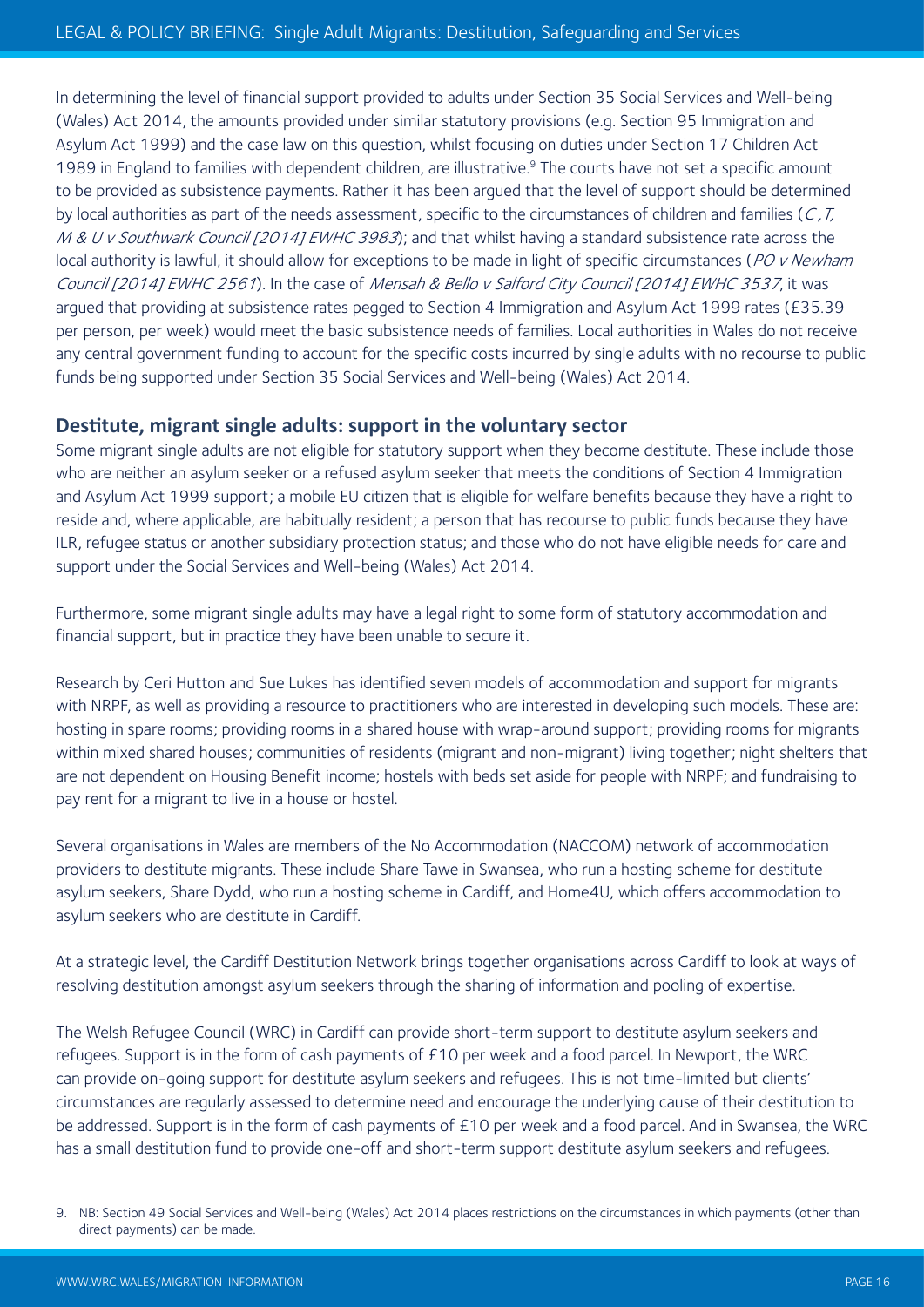In determining the level of financial support provided to adults under Section 35 Social Services and Well-being (Wales) Act 2014, the amounts provided under similar statutory provisions (e.g. Section 95 Immigration and Asylum Act 1999) and the case law on this question, whilst focusing on duties under Section 17 Children Act 1989 in England to families with dependent children, are illustrative.[9] The courts have not set a specific amount to be provided as subsistence payments. Rather it has been argued that the level of support should be determined by local authorities as part of the needs assessment, specific to the circumstances of children and families (*C, T, M & U v Southwark Council [2014] EWHC 3983*); and that whilst having a standard subsistence rate across the local authority is lawful, it should allow for exceptions to be made in light of specific circumstances (*PO v Newham Council [2014] EWHC 2561*). In the case of *Mensah & Bello v Salford City Council [2014] EWHC 3537*, it was argued that providing at subsistence rates pegged to Section 4 Immigration and Asylum Act 1999 rates (£35.39 per person, per week) would meet the basic subsistence needs of families. Local authorities in Wales do not receive any central government funding to account for the specific costs incurred by single adults with no recourse to public funds being supported under Section 35 Social Services and Well-being (Wales) Act 2014.

## Destitute, migrant single adults: support in the voluntary sector

Some migrant single adults are not eligible for statutory support when they become destitute. These include those who are neither an asylum seeker or a refused asylum seeker that meets the conditions of Section 4 Immigration and Asylum Act 1999 support; a mobile EU citizen that is eligible for welfare benefits because they have a right to reside and, where applicable, are habitually resident; a person that has recourse to public funds because they have ILR, refugee status or another subsidiary protection status; and those who do not have eligible needs for care and support under the Social Services and Well-being (Wales) Act 2014.

Furthermore, some migrant single adults may have a legal right to some form of statutory accommodation and financial support, but in practice they have been unable to secure it.

Research by Ceri Hutton and Sue Lukes has identified seven models of accommodation and support for migrants with NRPF, as well as providing a resource to practitioners who are interested in developing such models. These are: hosting in spare rooms; providing rooms in a shared house with wrap-around support; providing rooms for migrants within mixed shared houses; communities of residents (migrant and non-migrant) living together; night shelters that are not dependent on Housing Benefit income; hostels with beds set aside for people with NRPF; and fundraising to pay rent for a migrant to live in a house or hostel.

Several organisations in Wales are members of the No Accommodation (NACCOM) network of accommodation providers to destitute migrants. These include Share Tawe in Swansea, who run a hosting scheme for destitute asylum seekers, Share Dydd, who run a hosting scheme in Cardiff, and Home4U, which offers accommodation to asylum seekers who are destitute in Cardiff.

At a strategic level, the Cardiff Destitution Network brings together organisations across Cardiff to look at ways of resolving destitution amongst asylum seekers through the sharing of information and pooling of expertise.

The Welsh Refugee Council (WRC) in Cardiff can provide short-term support to destitute asylum seekers and refugees. Support is in the form of cash payments of £10 per week and a food parcel. In Newport, the WRC can provide on-going support for destitute asylum seekers and refugees. This is not time-limited but clients' circumstances are regularly assessed to determine need and encourage the underlying cause of their destitution to be addressed. Support is in the form of cash payments of £10 per week and a food parcel. And in Swansea, the WRC has a small destitution fund to provide one-off and short-term support destitute asylum seekers and refugees.

---

9. NB: Section 49 Social Services and Well-being (Wales) Act 2014 places restrictions on the circumstances in which payments (other than direct payments) can be made.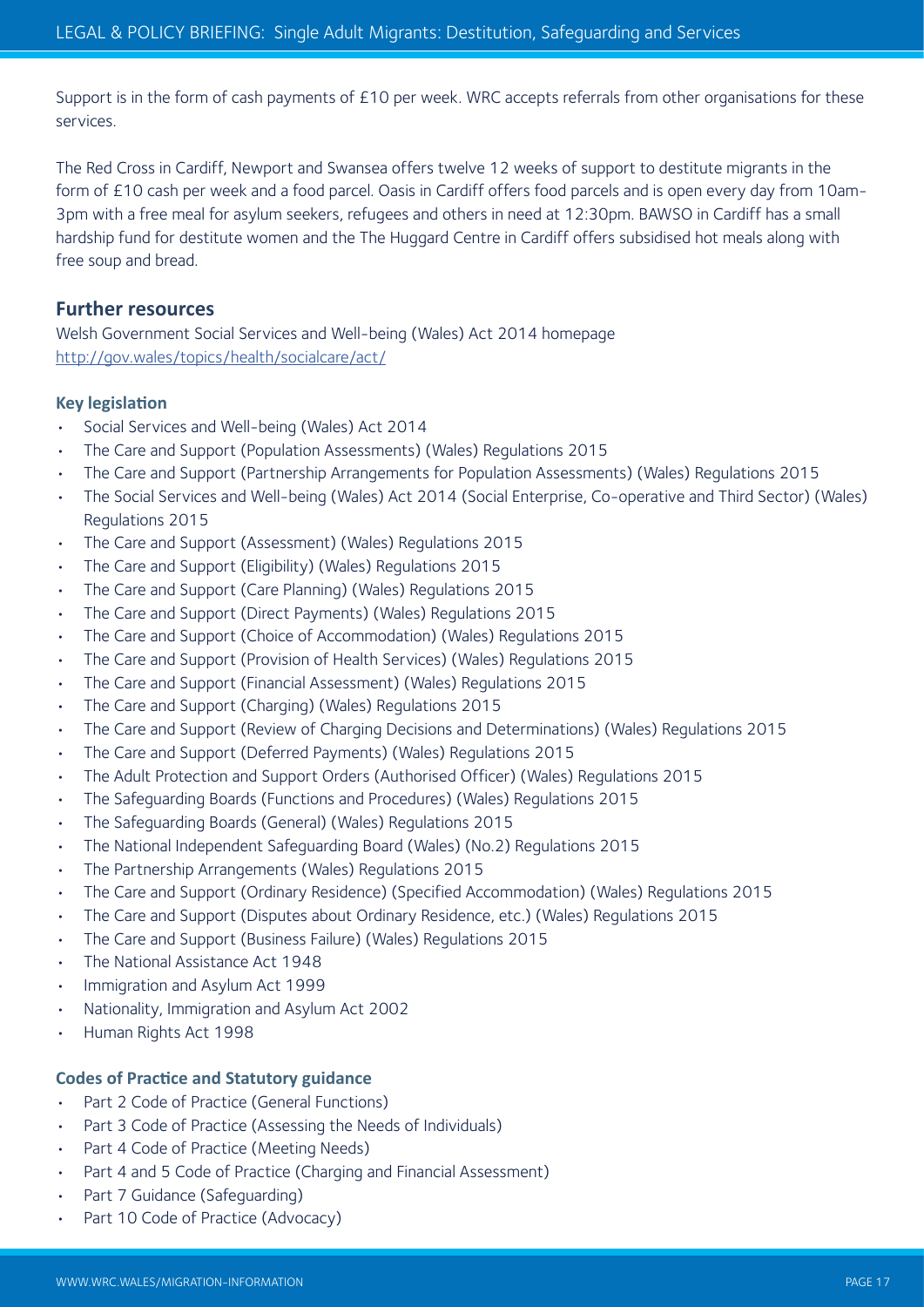Support is in the form of cash payments of £10 per week. WRC accepts referrals from other organisations for these services.

The Red Cross in Cardiff, Newport and Swansea offers twelve 12 weeks of support to destitute migrants in the form of £10 cash per week and a food parcel. Oasis in Cardiff offers food parcels and is open every day from 10am-3pm with a free meal for asylum seekers, refugees and others in need at 12:30pm. BAWSO in Cardiff has a small hardship fund for destitute women and the The Huggard Centre in Cardiff offers subsidised hot meals along with free soup and bread.

## Further resources

Welsh Government Social Services and Well-being (Wales) Act 2014 homepage
http://gov.wales/topics/health/socialcare/act/

### Key legislation

- Social Services and Well-being (Wales) Act 2014
- The Care and Support (Population Assessments) (Wales) Regulations 2015
- The Care and Support (Partnership Arrangements for Population Assessments) (Wales) Regulations 2015
- The Social Services and Well-being (Wales) Act 2014 (Social Enterprise, Co-operative and Third Sector) (Wales) Regulations 2015
- The Care and Support (Assessment) (Wales) Regulations 2015
- The Care and Support (Eligibility) (Wales) Regulations 2015
- The Care and Support (Care Planning) (Wales) Regulations 2015
- The Care and Support (Direct Payments) (Wales) Regulations 2015
- The Care and Support (Choice of Accommodation) (Wales) Regulations 2015
- The Care and Support (Provision of Health Services) (Wales) Regulations 2015
- The Care and Support (Financial Assessment) (Wales) Regulations 2015
- The Care and Support (Charging) (Wales) Regulations 2015
- The Care and Support (Review of Charging Decisions and Determinations) (Wales) Regulations 2015
- The Care and Support (Deferred Payments) (Wales) Regulations 2015
- The Adult Protection and Support Orders (Authorised Officer) (Wales) Regulations 2015
- The Safeguarding Boards (Functions and Procedures) (Wales) Regulations 2015
- The Safeguarding Boards (General) (Wales) Regulations 2015
- The National Independent Safeguarding Board (Wales) (No.2) Regulations 2015
- The Partnership Arrangements (Wales) Regulations 2015
- The Care and Support (Ordinary Residence) (Specified Accommodation) (Wales) Regulations 2015
- The Care and Support (Disputes about Ordinary Residence, etc.) (Wales) Regulations 2015
- The Care and Support (Business Failure) (Wales) Regulations 2015
- The National Assistance Act 1948
- Immigration and Asylum Act 1999
- Nationality, Immigration and Asylum Act 2002
- Human Rights Act 1998

### Codes of Practice and Statutory guidance

- Part 2 Code of Practice (General Functions)
- Part 3 Code of Practice (Assessing the Needs of Individuals)
- Part 4 Code of Practice (Meeting Needs)
- Part 4 and 5 Code of Practice (Charging and Financial Assessment)
- Part 7 Guidance (Safeguarding)
- Part 10 Code of Practice (Advocacy)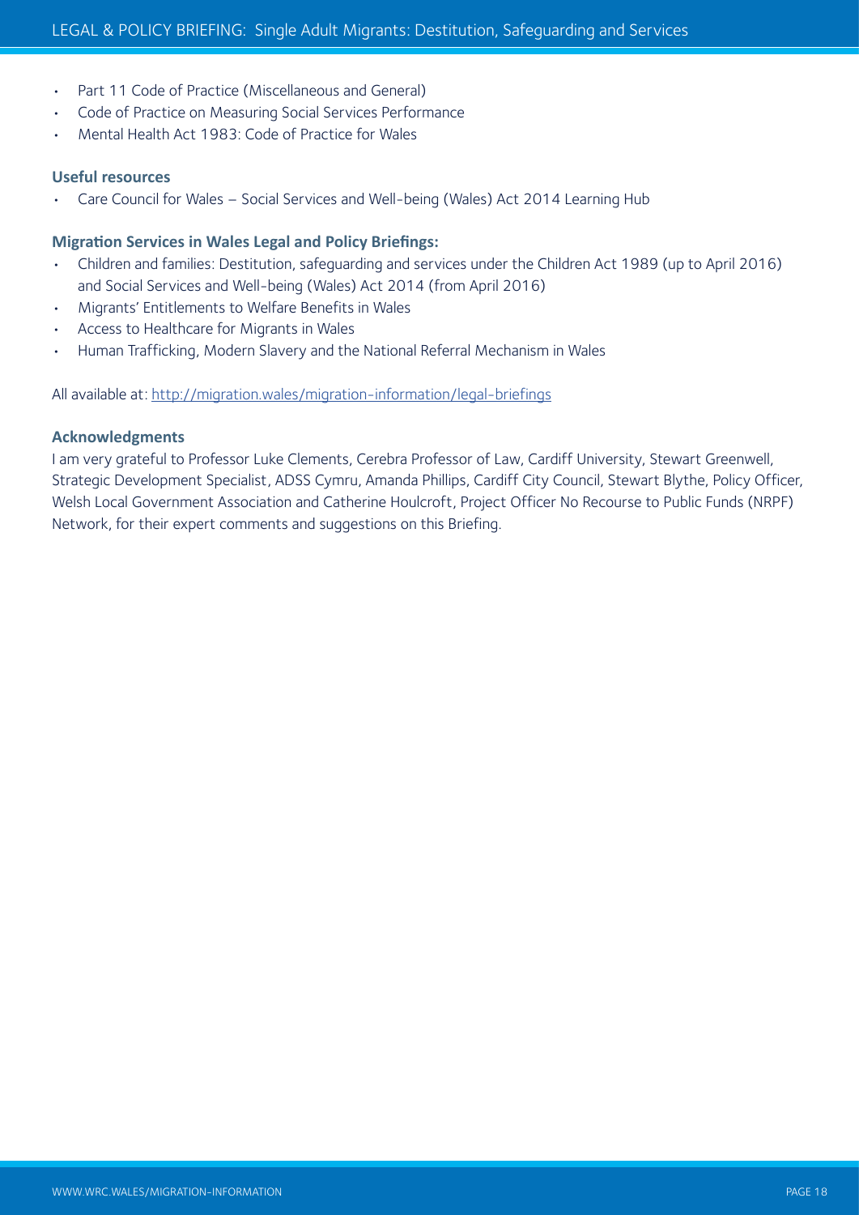- Part 11 Code of Practice (Miscellaneous and General)
- Code of Practice on Measuring Social Services Performance
- Mental Health Act 1983: Code of Practice for Wales

### Useful resources

- Care Council for Wales – Social Services and Well-being (Wales) Act 2014 Learning Hub

### Migration Services in Wales Legal and Policy Briefings:

- Children and families: Destitution, safeguarding and services under the Children Act 1989 (up to April 2016) and Social Services and Well-being (Wales) Act 2014 (from April 2016)
- Migrants' Entitlements to Welfare Benefits in Wales
- Access to Healthcare for Migrants in Wales
- Human Trafficking, Modern Slavery and the National Referral Mechanism in Wales

All available at: http://migration.wales/migration-information/legal-briefings

### Acknowledgments

I am very grateful to Professor Luke Clements, Cerebra Professor of Law, Cardiff University, Stewart Greenwell, Strategic Development Specialist, ADSS Cymru, Amanda Phillips, Cardiff City Council, Stewart Blythe, Policy Officer, Welsh Local Government Association and Catherine Houlcroft, Project Officer No Recourse to Public Funds (NRPF) Network, for their expert comments and suggestions on this Briefing.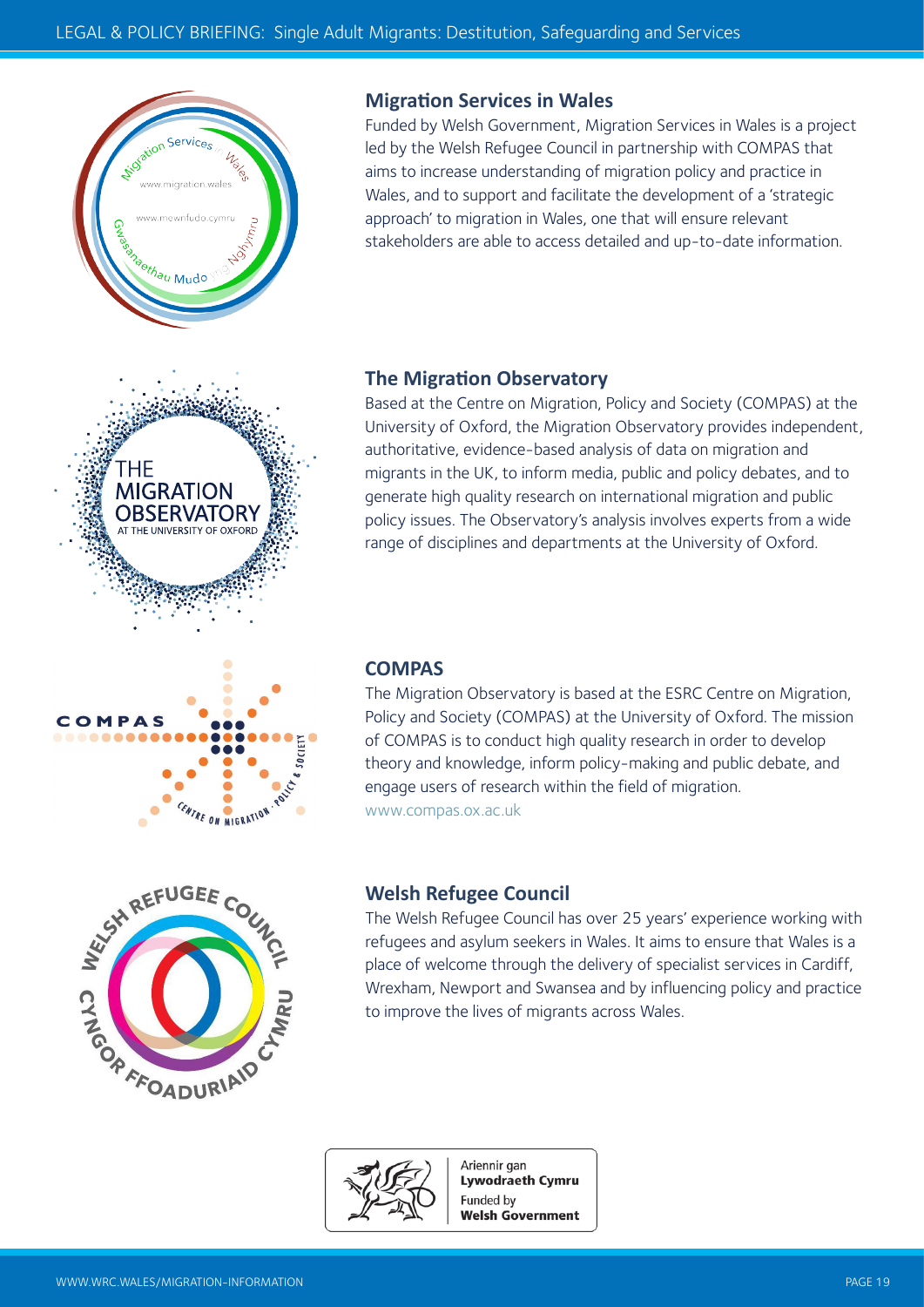## Migration Services in Wales

Funded by Welsh Government, Migration Services in Wales is a project led by the Welsh Refugee Council in partnership with COMPAS that aims to increase understanding of migration policy and practice in Wales, and to support and facilitate the development of a 'strategic approach' to migration in Wales, one that will ensure relevant stakeholders are able to access detailed and up-to-date information.

## The Migration Observatory

Based at the Centre on Migration, Policy and Society (COMPAS) at the University of Oxford, the Migration Observatory provides independent, authoritative, evidence-based analysis of data on migration and migrants in the UK, to inform media, public and policy debates, and to generate high quality research on international migration and public policy issues. The Observatory's analysis involves experts from a wide range of disciplines and departments at the University of Oxford.

## COMPAS

The Migration Observatory is based at the ESRC Centre on Migration, Policy and Society (COMPAS) at the University of Oxford. The mission of COMPAS is to conduct high quality research in order to develop theory and knowledge, inform policy-making and public debate, and engage users of research within the field of migration.

www.compas.ox.ac.uk

## Welsh Refugee Council

The Welsh Refugee Council has over 25 years' experience working with refugees and asylum seekers in Wales. It aims to ensure that Wales is a place of welcome through the delivery of specialist services in Cardiff, Wrexham, Newport and Swansea and by influencing policy and practice to improve the lives of migrants across Wales.

Ariennir gan **Lywodraeth Cymru**
Funded by **Welsh Government**